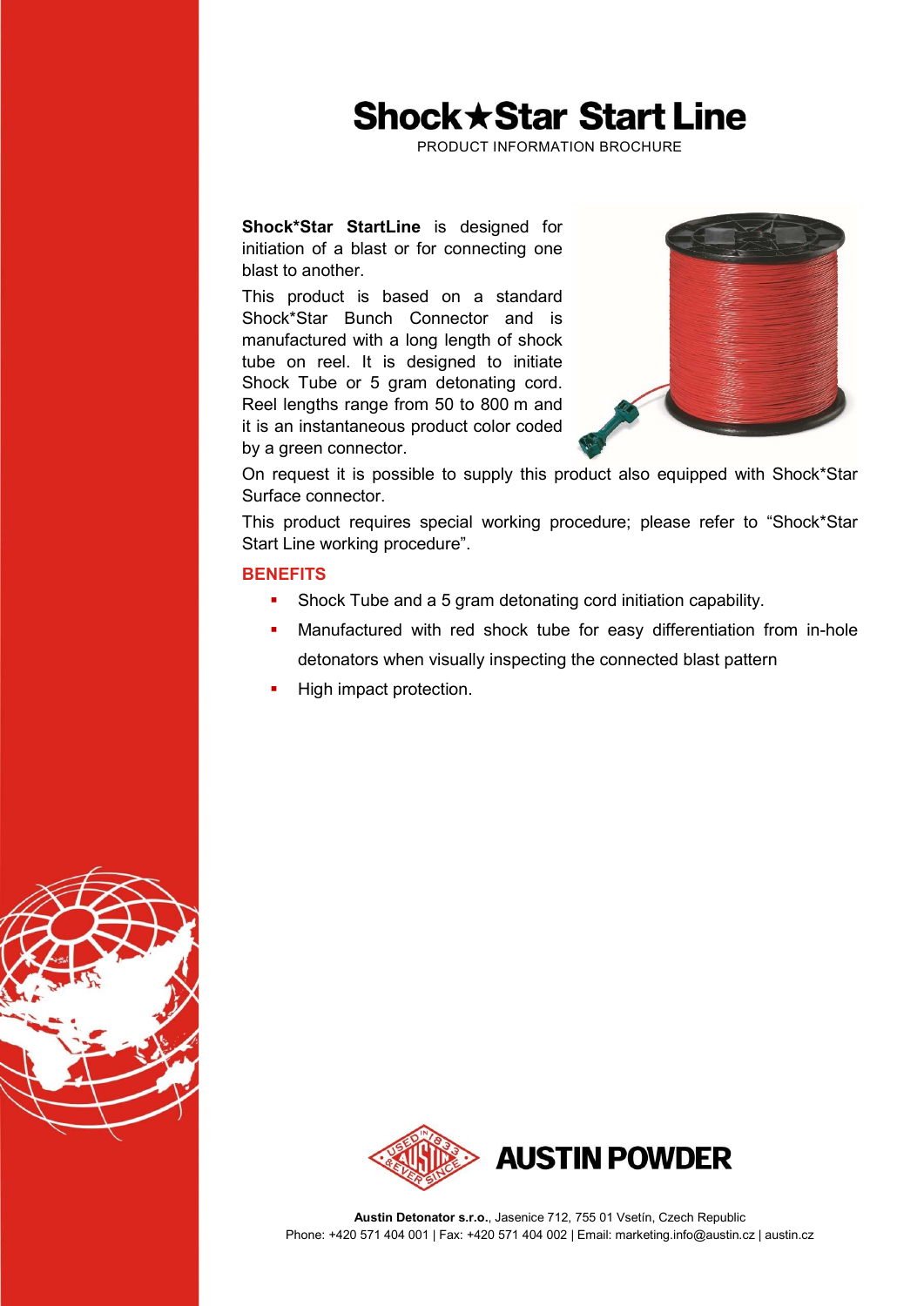# Shock★Star Start Line

PRODUCT INFORMATION BROCHURE

**Shock*Star StartLine** is designed for initiation of a blast or for connecting one blast to another.

This product is based on a standard Shock*Star Bunch Connector and is manufactured with a long length of shock tube on reel. It is designed to initiate Shock Tube or 5 gram detonating cord. Reel lengths range from 50 to 800 m and it is an instantaneous product color coded by a green connector.

On request it is possible to supply this product also equipped with Shock*Star Surface connector.

This product requires special working procedure; please refer to "Shock*Star Start Line working procedure".

## BENEFITS

- Shock Tube and a 5 gram detonating cord initiation capability.
- Manufactured with red shock tube for easy differentiation from in-hole detonators when visually inspecting the connected blast pattern
- High impact protection.

AUSTIN POWDER

**Austin Detonator s.r.o.**, Jasenice 712, 755 01 Vsetín, Czech Republic
Phone: +420 571 404 001 | Fax: +420 571 404 002 | Email: marketing.info@austin.cz | austin.cz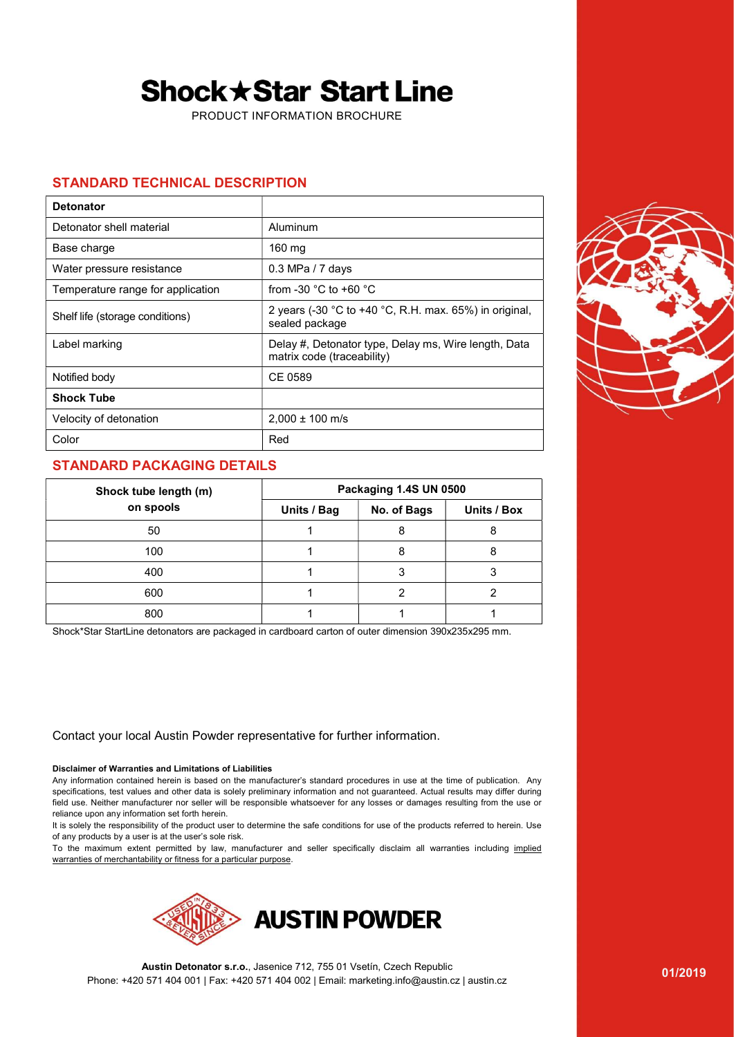# Shock★Star Start Line

PRODUCT INFORMATION BROCHURE

## STANDARD TECHNICAL DESCRIPTION

| | |
|---|---|
| **Detonator** | |
| Detonator shell material | Aluminum |
| Base charge | 160 mg |
| Water pressure resistance | 0.3 MPa / 7 days |
| Temperature range for application | from -30 °C to +60 °C |
| Shelf life (storage conditions) | 2 years (-30 °C to +40 °C, R.H. max. 65%) in original, sealed package |
| Label marking | Delay #, Detonator type, Delay ms, Wire length, Data matrix code (traceability) |
| Notified body | CE 0589 |
| **Shock Tube** | |
| Velocity of detonation | 2,000 ± 100 m/s |
| Color | Red |

## STANDARD PACKAGING DETAILS

| Shock tube length (m) on spools | Packaging 1.4S UN 0500 | | |
|---|---|---|---|
| | **Units / Bag** | **No. of Bags** | **Units / Box** |
| 50 | 1 | 8 | 8 |
| 100 | 1 | 8 | 8 |
| 400 | 1 | 3 | 3 |
| 600 | 1 | 2 | 2 |
| 800 | 1 | 1 | 1 |

Shock*Star StartLine detonators are packaged in cardboard carton of outer dimension 390x235x295 mm.

Contact your local Austin Powder representative for further information.

**Disclaimer of Warranties and Limitations of Liabilities**

Any information contained herein is based on the manufacturer's standard procedures in use at the time of publication. Any specifications, test values and other data is solely preliminary information and not guaranteed. Actual results may differ during field use. Neither manufacturer nor seller will be responsible whatsoever for any losses or damages resulting from the use or reliance upon any information set forth herein.

It is solely the responsibility of the product user to determine the safe conditions for use of the products referred to herein. Use of any products by a user is at the user's sole risk.

To the maximum extent permitted by law, manufacturer and seller specifically disclaim all warranties including implied warranties of merchantability or fitness for a particular purpose.

AUSTIN POWDER

**Austin Detonator s.r.o.**, Jasenice 712, 755 01 Vsetín, Czech Republic
Phone: +420 571 404 001 | Fax: +420 571 404 002 | Email: marketing.info@austin.cz | austin.cz

01/2019